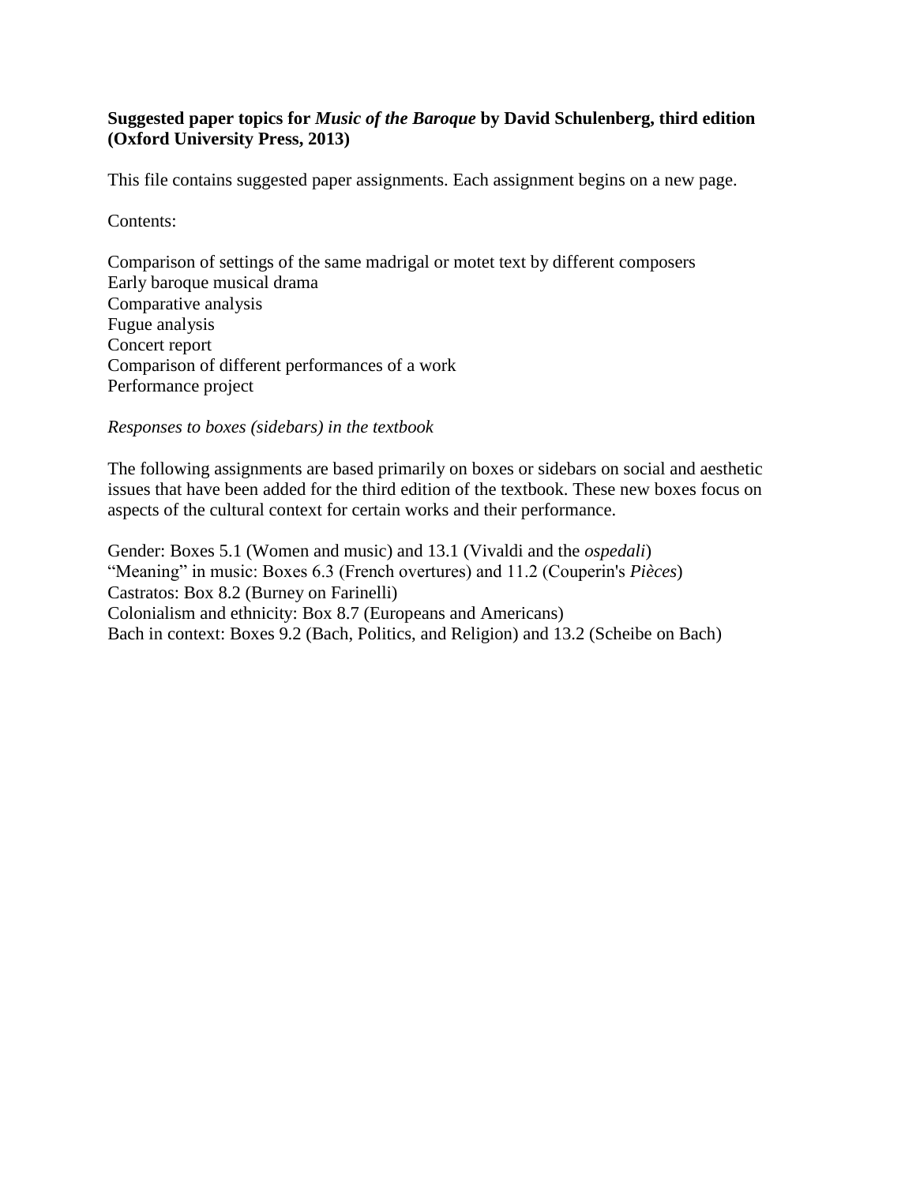**Suggested paper topics for *Music of the Baroque* by David Schulenberg, third edition (Oxford University Press, 2013)**

This file contains suggested paper assignments. Each assignment begins on a new page.

Contents:

Comparison of settings of the same madrigal or motet text by different composers
Early baroque musical drama
Comparative analysis
Fugue analysis
Concert report
Comparison of different performances of a work
Performance project

*Responses to boxes (sidebars) in the textbook*

The following assignments are based primarily on boxes or sidebars on social and aesthetic issues that have been added for the third edition of the textbook. These new boxes focus on aspects of the cultural context for certain works and their performance.

Gender: Boxes 5.1 (Women and music) and 13.1 (Vivaldi and the *ospedali*)
"Meaning" in music: Boxes 6.3 (French overtures) and 11.2 (Couperin's *Pièces*)
Castratos: Box 8.2 (Burney on Farinelli)
Colonialism and ethnicity: Box 8.7 (Europeans and Americans)
Bach in context: Boxes 9.2 (Bach, Politics, and Religion) and 13.2 (Scheibe on Bach)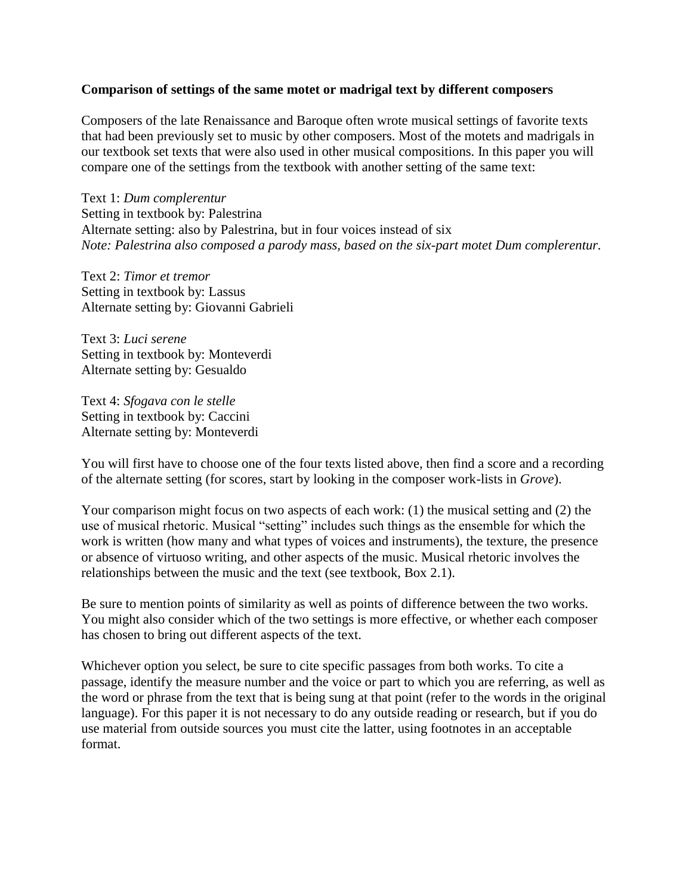**Comparison of settings of the same motet or madrigal text by different composers**

Composers of the late Renaissance and Baroque often wrote musical settings of favorite texts that had been previously set to music by other composers. Most of the motets and madrigals in our textbook set texts that were also used in other musical compositions. In this paper you will compare one of the settings from the textbook with another setting of the same text:

Text 1: *Dum complerentur*
Setting in textbook by: Palestrina
Alternate setting: also by Palestrina, but in four voices instead of six
*Note: Palestrina also composed a parody mass, based on the six-part motet Dum complerentur.*

Text 2: *Timor et tremor*
Setting in textbook by: Lassus
Alternate setting by: Giovanni Gabrieli

Text 3: *Luci serene*
Setting in textbook by: Monteverdi
Alternate setting by: Gesualdo

Text 4: *Sfogava con le stelle*
Setting in textbook by: Caccini
Alternate setting by: Monteverdi

You will first have to choose one of the four texts listed above, then find a score and a recording of the alternate setting (for scores, start by looking in the composer work-lists in *Grove*).

Your comparison might focus on two aspects of each work: (1) the musical setting and (2) the use of musical rhetoric. Musical "setting" includes such things as the ensemble for which the work is written (how many and what types of voices and instruments), the texture, the presence or absence of virtuoso writing, and other aspects of the music. Musical rhetoric involves the relationships between the music and the text (see textbook, Box 2.1).

Be sure to mention points of similarity as well as points of difference between the two works. You might also consider which of the two settings is more effective, or whether each composer has chosen to bring out different aspects of the text.

Whichever option you select, be sure to cite specific passages from both works. To cite a passage, identify the measure number and the voice or part to which you are referring, as well as the word or phrase from the text that is being sung at that point (refer to the words in the original language). For this paper it is not necessary to do any outside reading or research, but if you do use material from outside sources you must cite the latter, using footnotes in an acceptable format.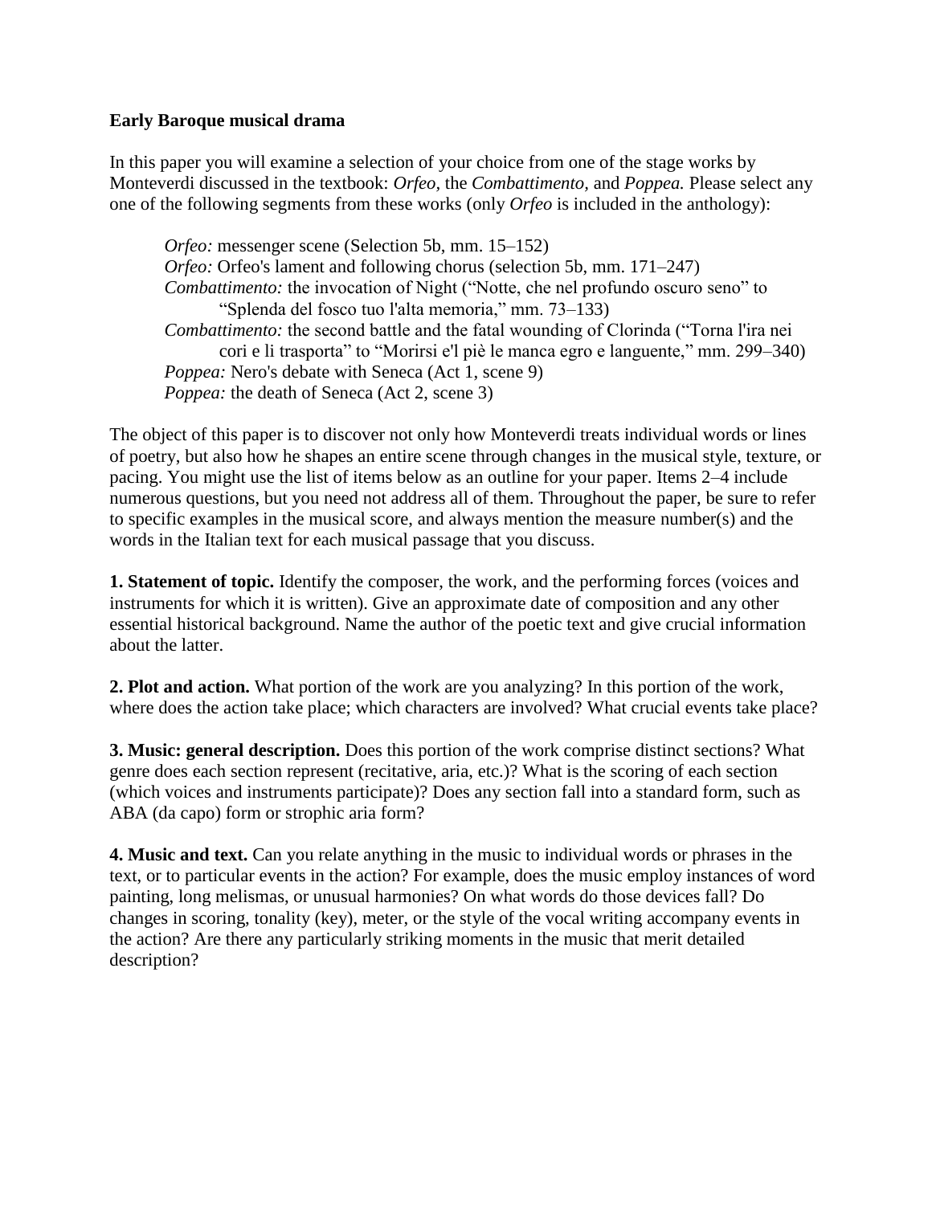**Early Baroque musical drama**

In this paper you will examine a selection of your choice from one of the stage works by Monteverdi discussed in the textbook: *Orfeo*, the *Combattimento*, and *Poppea.* Please select any one of the following segments from these works (only *Orfeo* is included in the anthology):

> *Orfeo:* messenger scene (Selection 5b, mm. 15–152)
> *Orfeo:* Orfeo's lament and following chorus (selection 5b, mm. 171–247)
> *Combattimento:* the invocation of Night ("Notte, che nel profundo oscuro seno" to "Splenda del fosco tuo l'alta memoria," mm. 73–133)
> *Combattimento:* the second battle and the fatal wounding of Clorinda ("Torna l'ira nei cori e li trasporta" to "Morirsi e'l piè le manca egro e languente," mm. 299–340)
> *Poppea:* Nero's debate with Seneca (Act 1, scene 9)
> *Poppea:* the death of Seneca (Act 2, scene 3)

The object of this paper is to discover not only how Monteverdi treats individual words or lines of poetry, but also how he shapes an entire scene through changes in the musical style, texture, or pacing. You might use the list of items below as an outline for your paper. Items 2–4 include numerous questions, but you need not address all of them. Throughout the paper, be sure to refer to specific examples in the musical score, and always mention the measure number(s) and the words in the Italian text for each musical passage that you discuss.

**1. Statement of topic.** Identify the composer, the work, and the performing forces (voices and instruments for which it is written). Give an approximate date of composition and any other essential historical background. Name the author of the poetic text and give crucial information about the latter.

**2. Plot and action.** What portion of the work are you analyzing? In this portion of the work, where does the action take place; which characters are involved? What crucial events take place?

**3. Music: general description.** Does this portion of the work comprise distinct sections? What genre does each section represent (recitative, aria, etc.)? What is the scoring of each section (which voices and instruments participate)? Does any section fall into a standard form, such as ABA (da capo) form or strophic aria form?

**4. Music and text.** Can you relate anything in the music to individual words or phrases in the text, or to particular events in the action? For example, does the music employ instances of word painting, long melismas, or unusual harmonies? On what words do those devices fall? Do changes in scoring, tonality (key), meter, or the style of the vocal writing accompany events in the action? Are there any particularly striking moments in the music that merit detailed description?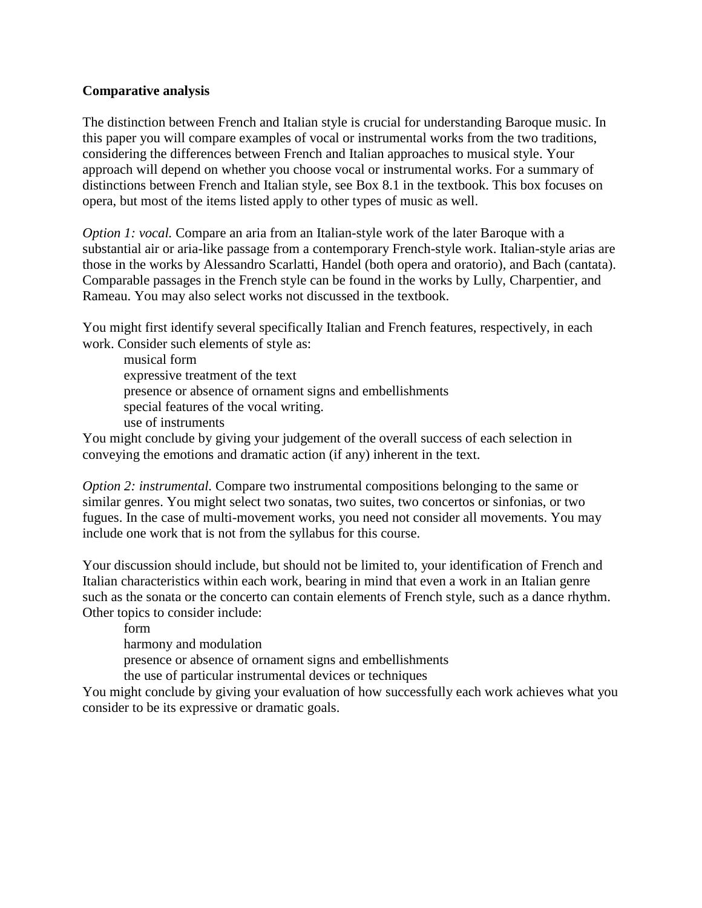**Comparative analysis**

The distinction between French and Italian style is crucial for understanding Baroque music. In this paper you will compare examples of vocal or instrumental works from the two traditions, considering the differences between French and Italian approaches to musical style. Your approach will depend on whether you choose vocal or instrumental works. For a summary of distinctions between French and Italian style, see Box 8.1 in the textbook. This box focuses on opera, but most of the items listed apply to other types of music as well.

*Option 1: vocal.* Compare an aria from an Italian-style work of the later Baroque with a substantial air or aria-like passage from a contemporary French-style work. Italian-style arias are those in the works by Alessandro Scarlatti, Handel (both opera and oratorio), and Bach (cantata). Comparable passages in the French style can be found in the works by Lully, Charpentier, and Rameau. You may also select works not discussed in the textbook.

You might first identify several specifically Italian and French features, respectively, in each work. Consider such elements of style as:

- musical form
- expressive treatment of the text
- presence or absence of ornament signs and embellishments
- special features of the vocal writing.
- use of instruments

You might conclude by giving your judgement of the overall success of each selection in conveying the emotions and dramatic action (if any) inherent in the text.

*Option 2: instrumental.* Compare two instrumental compositions belonging to the same or similar genres. You might select two sonatas, two suites, two concertos or sinfonias, or two fugues. In the case of multi-movement works, you need not consider all movements. You may include one work that is not from the syllabus for this course.

Your discussion should include, but should not be limited to, your identification of French and Italian characteristics within each work, bearing in mind that even a work in an Italian genre such as the sonata or the concerto can contain elements of French style, such as a dance rhythm. Other topics to consider include:

- form
- harmony and modulation
- presence or absence of ornament signs and embellishments
- the use of particular instrumental devices or techniques

You might conclude by giving your evaluation of how successfully each work achieves what you consider to be its expressive or dramatic goals.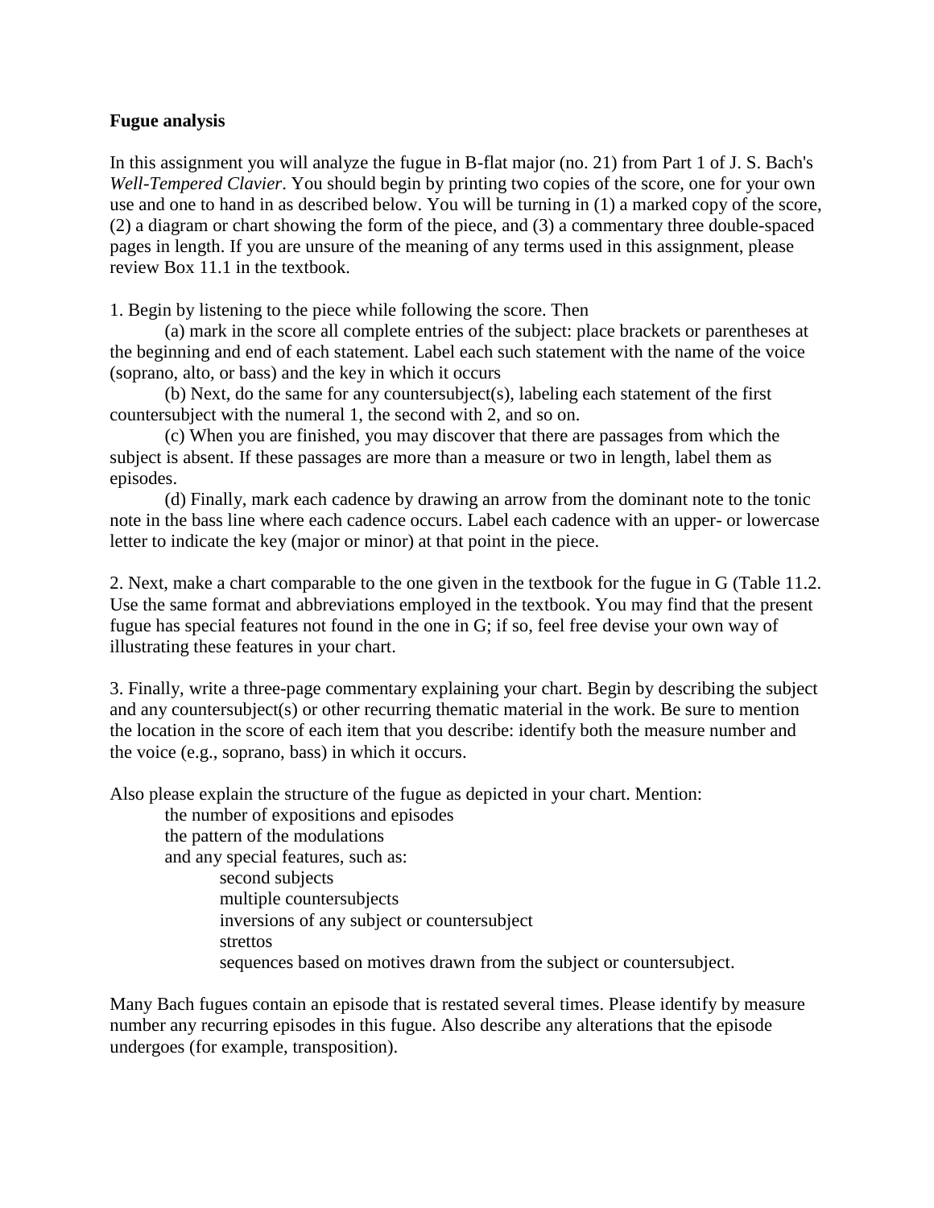**Fugue analysis**

In this assignment you will analyze the fugue in B-flat major (no. 21) from Part 1 of J. S. Bach's *Well-Tempered Clavier*. You should begin by printing two copies of the score, one for your own use and one to hand in as described below. You will be turning in (1) a marked copy of the score, (2) a diagram or chart showing the form of the piece, and (3) a commentary three double-spaced pages in length. If you are unsure of the meaning of any terms used in this assignment, please review Box 11.1 in the textbook.

1. Begin by listening to the piece while following the score. Then

(a) mark in the score all complete entries of the subject: place brackets or parentheses at the beginning and end of each statement. Label each such statement with the name of the voice (soprano, alto, or bass) and the key in which it occurs

(b) Next, do the same for any countersubject(s), labeling each statement of the first countersubject with the numeral 1, the second with 2, and so on.

(c) When you are finished, you may discover that there are passages from which the subject is absent. If these passages are more than a measure or two in length, label them as episodes.

(d) Finally, mark each cadence by drawing an arrow from the dominant note to the tonic note in the bass line where each cadence occurs. Label each cadence with an upper- or lowercase letter to indicate the key (major or minor) at that point in the piece.

2. Next, make a chart comparable to the one given in the textbook for the fugue in G (Table 11.2. Use the same format and abbreviations employed in the textbook. You may find that the present fugue has special features not found in the one in G; if so, feel free devise your own way of illustrating these features in your chart.

3. Finally, write a three-page commentary explaining your chart. Begin by describing the subject and any countersubject(s) or other recurring thematic material in the work. Be sure to mention the location in the score of each item that you describe: identify both the measure number and the voice (e.g., soprano, bass) in which it occurs.

Also please explain the structure of the fugue as depicted in your chart. Mention:

- the number of expositions and episodes
- the pattern of the modulations
- and any special features, such as:
  - second subjects
  - multiple countersubjects
  - inversions of any subject or countersubject
  - strettos
  - sequences based on motives drawn from the subject or countersubject.

Many Bach fugues contain an episode that is restated several times. Please identify by measure number any recurring episodes in this fugue. Also describe any alterations that the episode undergoes (for example, transposition).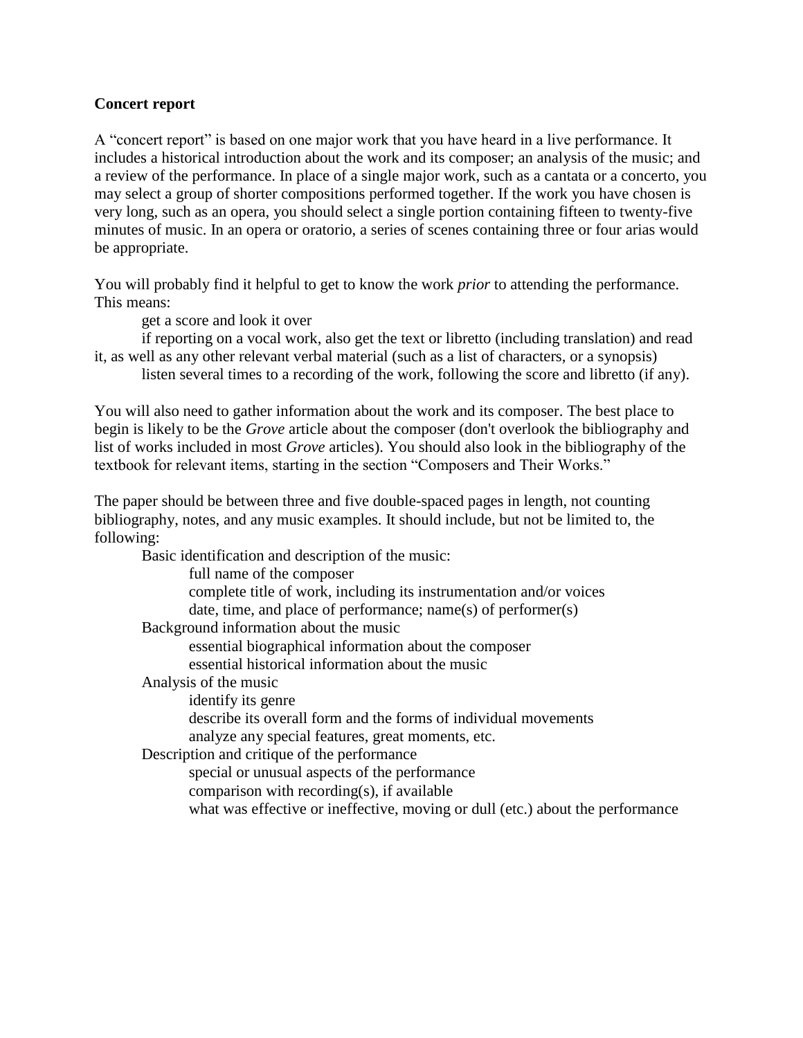**Concert report**

A "concert report" is based on one major work that you have heard in a live performance. It includes a historical introduction about the work and its composer; an analysis of the music; and a review of the performance. In place of a single major work, such as a cantata or a concerto, you may select a group of shorter compositions performed together. If the work you have chosen is very long, such as an opera, you should select a single portion containing fifteen to twenty-five minutes of music. In an opera or oratorio, a series of scenes containing three or four arias would be appropriate.

You will probably find it helpful to get to know the work *prior* to attending the performance. This means:

- get a score and look it over
- if reporting on a vocal work, also get the text or libretto (including translation) and read it, as well as any other relevant verbal material (such as a list of characters, or a synopsis)
- listen several times to a recording of the work, following the score and libretto (if any).

You will also need to gather information about the work and its composer. The best place to begin is likely to be the *Grove* article about the composer (don't overlook the bibliography and list of works included in most *Grove* articles). You should also look in the bibliography of the textbook for relevant items, starting in the section "Composers and Their Works."

The paper should be between three and five double-spaced pages in length, not counting bibliography, notes, and any music examples. It should include, but not be limited to, the following:

- Basic identification and description of the music:
  - full name of the composer
  - complete title of work, including its instrumentation and/or voices
  - date, time, and place of performance; name(s) of performer(s)
- Background information about the music
  - essential biographical information about the composer
  - essential historical information about the music
- Analysis of the music
  - identify its genre
  - describe its overall form and the forms of individual movements
  - analyze any special features, great moments, etc.
- Description and critique of the performance
  - special or unusual aspects of the performance
  - comparison with recording(s), if available
  - what was effective or ineffective, moving or dull (etc.) about the performance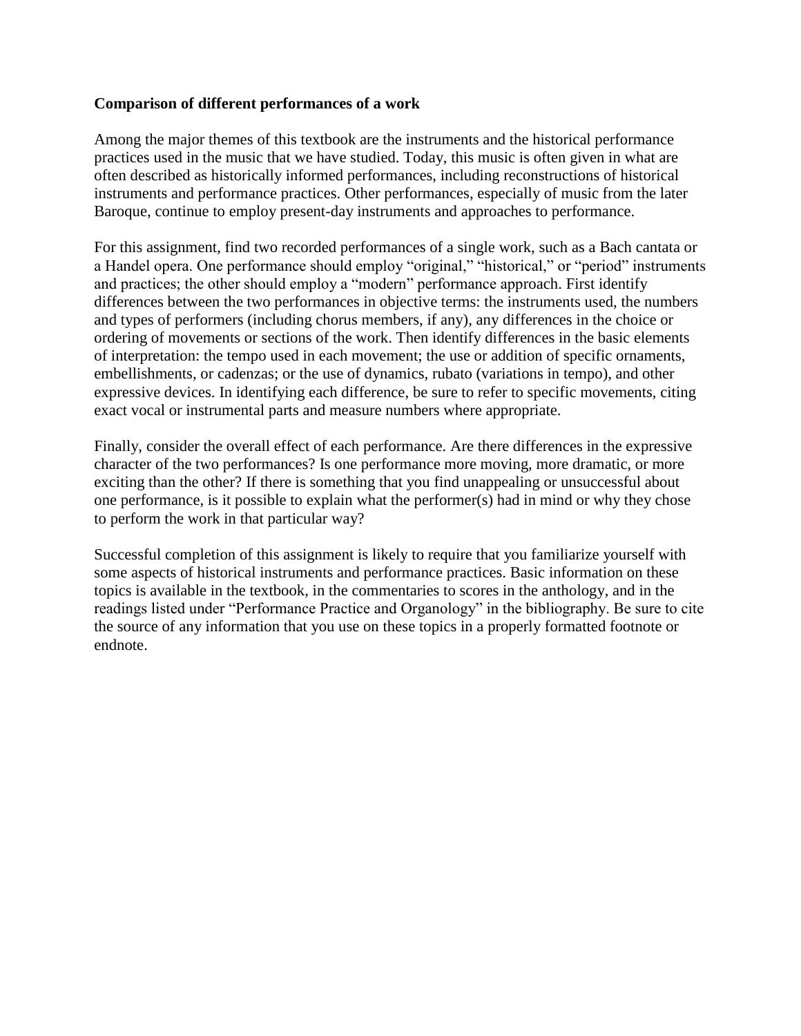**Comparison of different performances of a work**

Among the major themes of this textbook are the instruments and the historical performance practices used in the music that we have studied. Today, this music is often given in what are often described as historically informed performances, including reconstructions of historical instruments and performance practices. Other performances, especially of music from the later Baroque, continue to employ present-day instruments and approaches to performance.

For this assignment, find two recorded performances of a single work, such as a Bach cantata or a Handel opera. One performance should employ "original," "historical," or "period" instruments and practices; the other should employ a "modern" performance approach. First identify differences between the two performances in objective terms: the instruments used, the numbers and types of performers (including chorus members, if any), any differences in the choice or ordering of movements or sections of the work. Then identify differences in the basic elements of interpretation: the tempo used in each movement; the use or addition of specific ornaments, embellishments, or cadenzas; or the use of dynamics, rubato (variations in tempo), and other expressive devices. In identifying each difference, be sure to refer to specific movements, citing exact vocal or instrumental parts and measure numbers where appropriate.

Finally, consider the overall effect of each performance. Are there differences in the expressive character of the two performances? Is one performance more moving, more dramatic, or more exciting than the other? If there is something that you find unappealing or unsuccessful about one performance, is it possible to explain what the performer(s) had in mind or why they chose to perform the work in that particular way?

Successful completion of this assignment is likely to require that you familiarize yourself with some aspects of historical instruments and performance practices. Basic information on these topics is available in the textbook, in the commentaries to scores in the anthology, and in the readings listed under "Performance Practice and Organology" in the bibliography. Be sure to cite the source of any information that you use on these topics in a properly formatted footnote or endnote.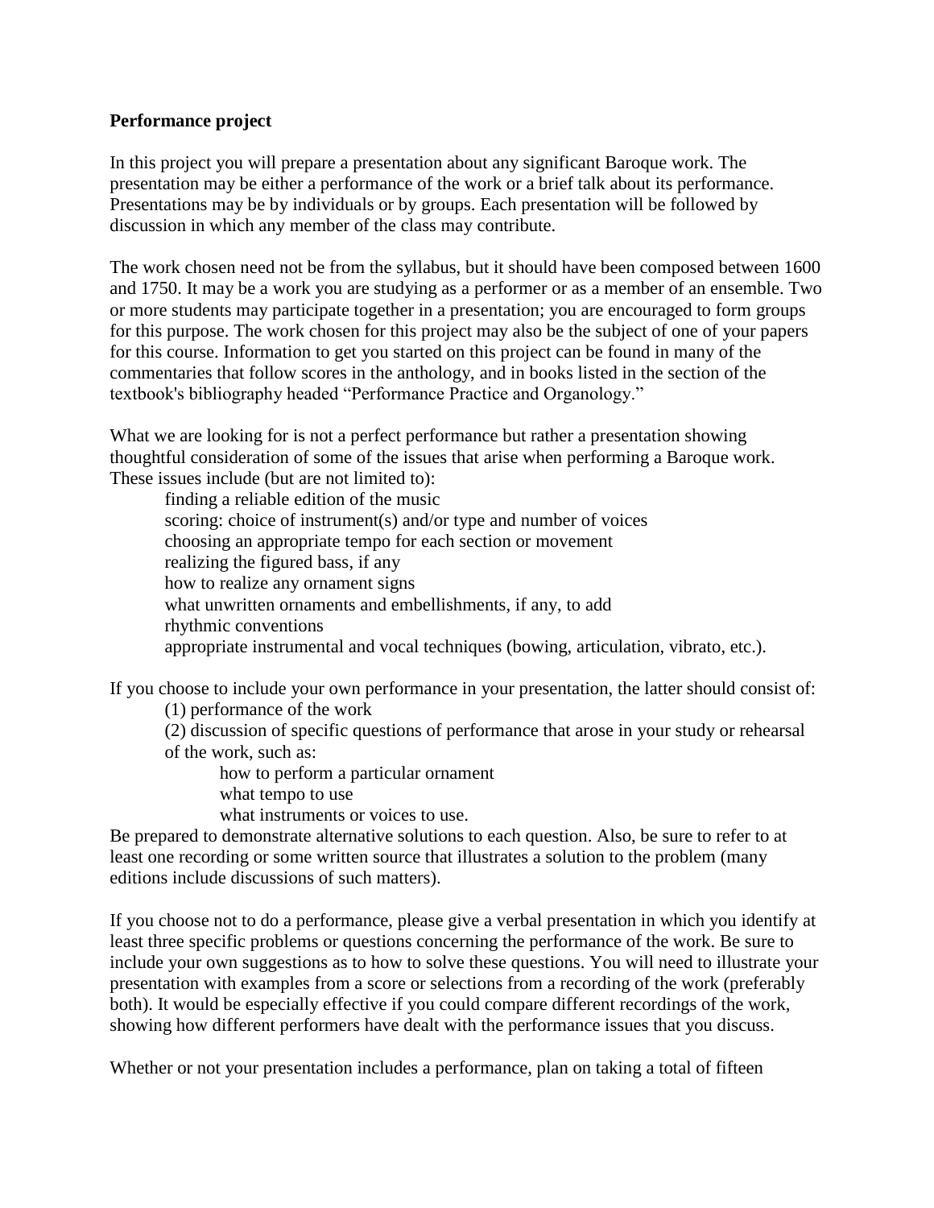**Performance project**

In this project you will prepare a presentation about any significant Baroque work. The presentation may be either a performance of the work or a brief talk about its performance. Presentations may be by individuals or by groups. Each presentation will be followed by discussion in which any member of the class may contribute.

The work chosen need not be from the syllabus, but it should have been composed between 1600 and 1750. It may be a work you are studying as a performer or as a member of an ensemble. Two or more students may participate together in a presentation; you are encouraged to form groups for this purpose. The work chosen for this project may also be the subject of one of your papers for this course. Information to get you started on this project can be found in many of the commentaries that follow scores in the anthology, and in books listed in the section of the textbook's bibliography headed "Performance Practice and Organology."

What we are looking for is not a perfect performance but rather a presentation showing thoughtful consideration of some of the issues that arise when performing a Baroque work. These issues include (but are not limited to):

- finding a reliable edition of the music
- scoring: choice of instrument(s) and/or type and number of voices
- choosing an appropriate tempo for each section or movement
- realizing the figured bass, if any
- how to realize any ornament signs
- what unwritten ornaments and embellishments, if any, to add
- rhythmic conventions
- appropriate instrumental and vocal techniques (bowing, articulation, vibrato, etc.).

If you choose to include your own performance in your presentation, the latter should consist of:

(1) performance of the work

(2) discussion of specific questions of performance that arose in your study or rehearsal of the work, such as:

- how to perform a particular ornament
- what tempo to use
- what instruments or voices to use.

Be prepared to demonstrate alternative solutions to each question. Also, be sure to refer to at least one recording or some written source that illustrates a solution to the problem (many editions include discussions of such matters).

If you choose not to do a performance, please give a verbal presentation in which you identify at least three specific problems or questions concerning the performance of the work. Be sure to include your own suggestions as to how to solve these questions. You will need to illustrate your presentation with examples from a score or selections from a recording of the work (preferably both). It would be especially effective if you could compare different recordings of the work, showing how different performers have dealt with the performance issues that you discuss.

Whether or not your presentation includes a performance, plan on taking a total of fifteen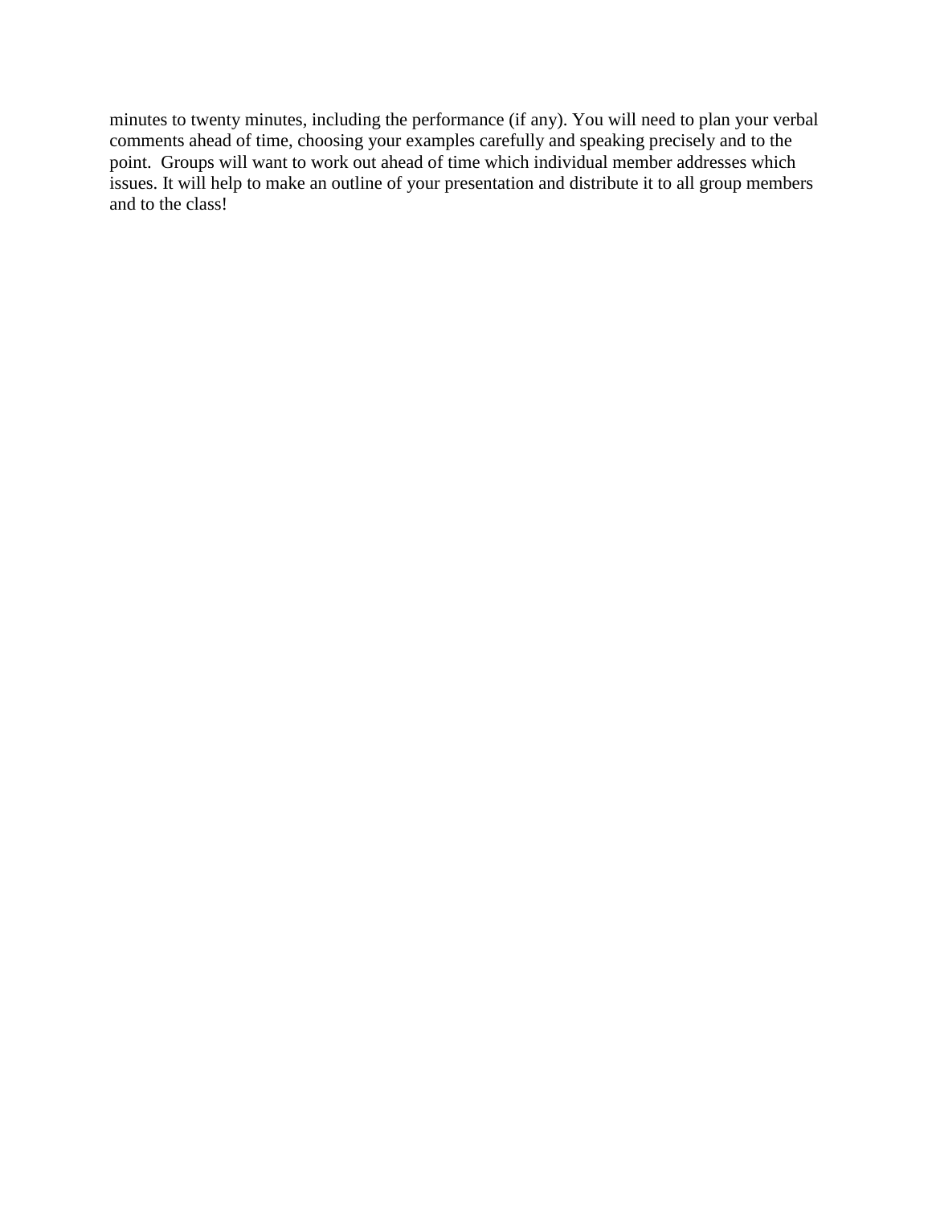minutes to twenty minutes, including the performance (if any). You will need to plan your verbal comments ahead of time, choosing your examples carefully and speaking precisely and to the point. Groups will want to work out ahead of time which individual member addresses which issues. It will help to make an outline of your presentation and distribute it to all group members and to the class!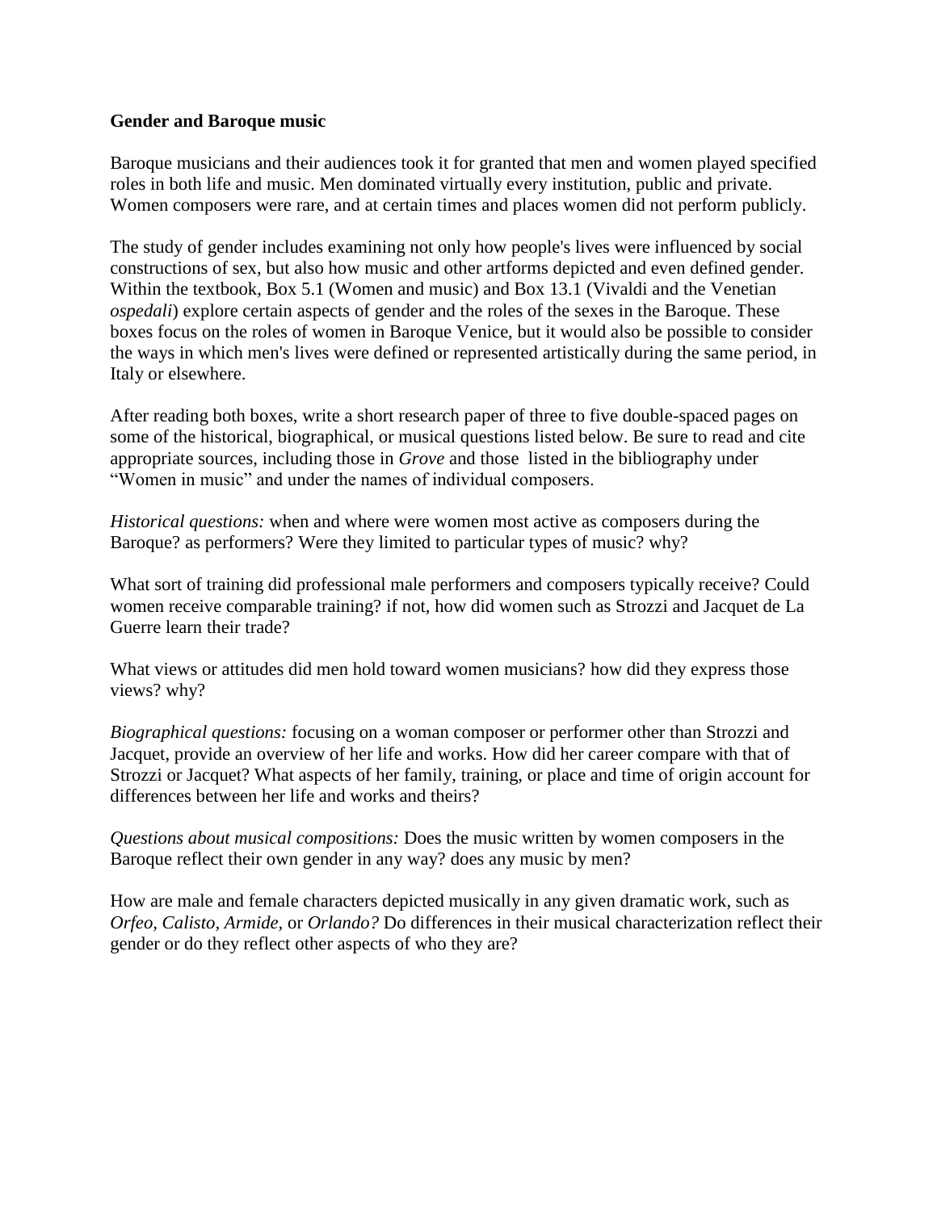**Gender and Baroque music**

Baroque musicians and their audiences took it for granted that men and women played specified roles in both life and music. Men dominated virtually every institution, public and private. Women composers were rare, and at certain times and places women did not perform publicly.

The study of gender includes examining not only how people's lives were influenced by social constructions of sex, but also how music and other artforms depicted and even defined gender. Within the textbook, Box 5.1 (Women and music) and Box 13.1 (Vivaldi and the Venetian *ospedali*) explore certain aspects of gender and the roles of the sexes in the Baroque. These boxes focus on the roles of women in Baroque Venice, but it would also be possible to consider the ways in which men's lives were defined or represented artistically during the same period, in Italy or elsewhere.

After reading both boxes, write a short research paper of three to five double-spaced pages on some of the historical, biographical, or musical questions listed below. Be sure to read and cite appropriate sources, including those in *Grove* and those listed in the bibliography under "Women in music" and under the names of individual composers.

*Historical questions:* when and where were women most active as composers during the Baroque? as performers? Were they limited to particular types of music? why?

What sort of training did professional male performers and composers typically receive? Could women receive comparable training? if not, how did women such as Strozzi and Jacquet de La Guerre learn their trade?

What views or attitudes did men hold toward women musicians? how did they express those views? why?

*Biographical questions:* focusing on a woman composer or performer other than Strozzi and Jacquet, provide an overview of her life and works. How did her career compare with that of Strozzi or Jacquet? What aspects of her family, training, or place and time of origin account for differences between her life and works and theirs?

*Questions about musical compositions:* Does the music written by women composers in the Baroque reflect their own gender in any way? does any music by men?

How are male and female characters depicted musically in any given dramatic work, such as *Orfeo*, *Calisto*, *Armide*, or *Orlando?* Do differences in their musical characterization reflect their gender or do they reflect other aspects of who they are?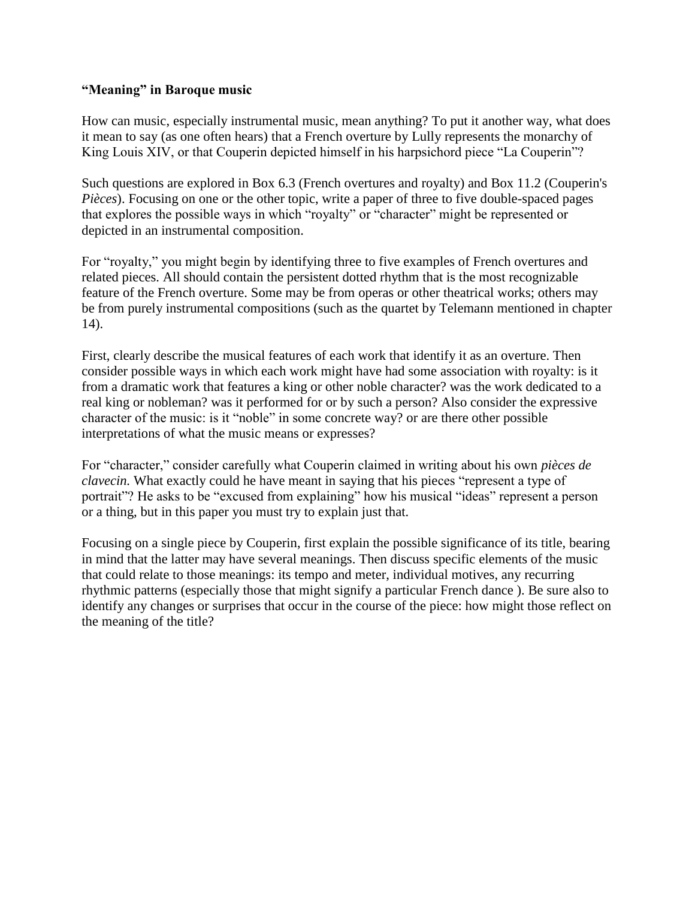**“Meaning” in Baroque music**

How can music, especially instrumental music, mean anything? To put it another way, what does it mean to say (as one often hears) that a French overture by Lully represents the monarchy of King Louis XIV, or that Couperin depicted himself in his harpsichord piece “La Couperin”?

Such questions are explored in Box 6.3 (French overtures and royalty) and Box 11.2 (Couperin's *Pièces*). Focusing on one or the other topic, write a paper of three to five double-spaced pages that explores the possible ways in which “royalty” or “character” might be represented or depicted in an instrumental composition.

For “royalty,” you might begin by identifying three to five examples of French overtures and related pieces. All should contain the persistent dotted rhythm that is the most recognizable feature of the French overture. Some may be from operas or other theatrical works; others may be from purely instrumental compositions (such as the quartet by Telemann mentioned in chapter 14).

First, clearly describe the musical features of each work that identify it as an overture. Then consider possible ways in which each work might have had some association with royalty: is it from a dramatic work that features a king or other noble character? was the work dedicated to a real king or nobleman? was it performed for or by such a person? Also consider the expressive character of the music: is it “noble” in some concrete way? or are there other possible interpretations of what the music means or expresses?

For “character,” consider carefully what Couperin claimed in writing about his own *pièces de clavecin.* What exactly could he have meant in saying that his pieces “represent a type of portrait”? He asks to be “excused from explaining” how his musical “ideas” represent a person or a thing, but in this paper you must try to explain just that.

Focusing on a single piece by Couperin, first explain the possible significance of its title, bearing in mind that the latter may have several meanings. Then discuss specific elements of the music that could relate to those meanings: its tempo and meter, individual motives, any recurring rhythmic patterns (especially those that might signify a particular French dance ). Be sure also to identify any changes or surprises that occur in the course of the piece: how might those reflect on the meaning of the title?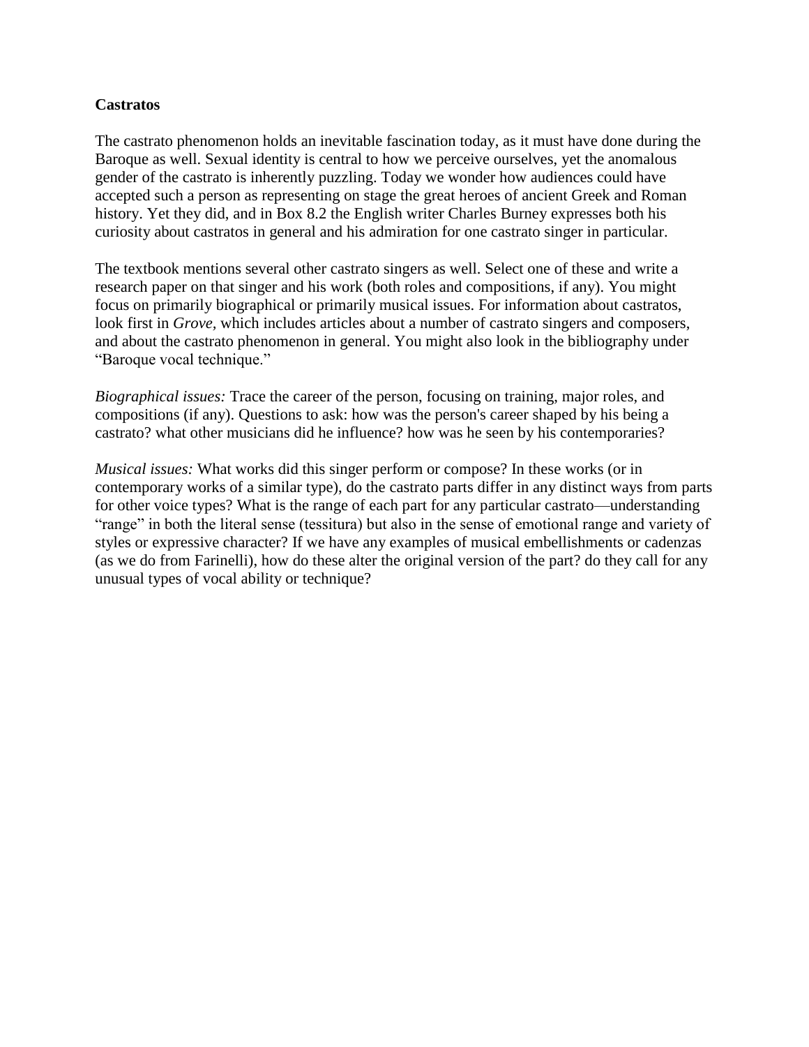**Castratos**

The castrato phenomenon holds an inevitable fascination today, as it must have done during the Baroque as well. Sexual identity is central to how we perceive ourselves, yet the anomalous gender of the castrato is inherently puzzling. Today we wonder how audiences could have accepted such a person as representing on stage the great heroes of ancient Greek and Roman history. Yet they did, and in Box 8.2 the English writer Charles Burney expresses both his curiosity about castratos in general and his admiration for one castrato singer in particular.

The textbook mentions several other castrato singers as well. Select one of these and write a research paper on that singer and his work (both roles and compositions, if any). You might focus on primarily biographical or primarily musical issues. For information about castratos, look first in *Grove*, which includes articles about a number of castrato singers and composers, and about the castrato phenomenon in general. You might also look in the bibliography under "Baroque vocal technique."

*Biographical issues:* Trace the career of the person, focusing on training, major roles, and compositions (if any). Questions to ask: how was the person's career shaped by his being a castrato? what other musicians did he influence? how was he seen by his contemporaries?

*Musical issues:* What works did this singer perform or compose? In these works (or in contemporary works of a similar type), do the castrato parts differ in any distinct ways from parts for other voice types? What is the range of each part for any particular castrato—understanding "range" in both the literal sense (tessitura) but also in the sense of emotional range and variety of styles or expressive character? If we have any examples of musical embellishments or cadenzas (as we do from Farinelli), how do these alter the original version of the part? do they call for any unusual types of vocal ability or technique?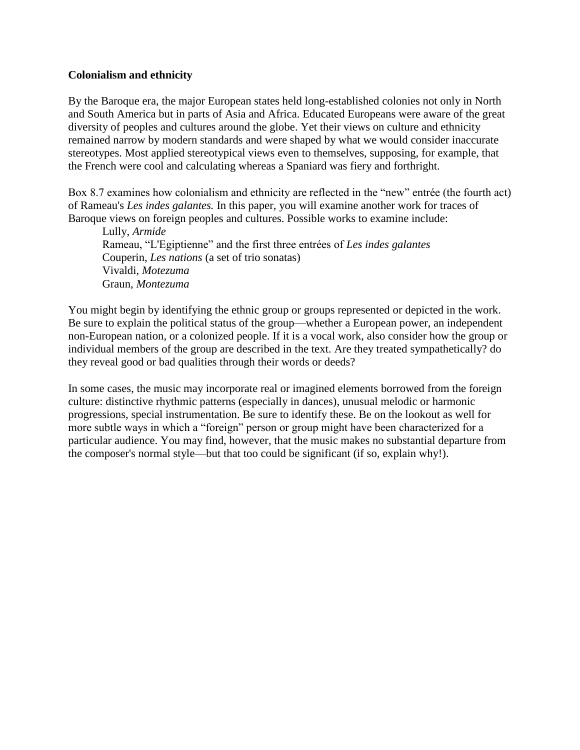**Colonialism and ethnicity**

By the Baroque era, the major European states held long-established colonies not only in North and South America but in parts of Asia and Africa. Educated Europeans were aware of the great diversity of peoples and cultures around the globe. Yet their views on culture and ethnicity remained narrow by modern standards and were shaped by what we would consider inaccurate stereotypes. Most applied stereotypical views even to themselves, supposing, for example, that the French were cool and calculating whereas a Spaniard was fiery and forthright.

Box 8.7 examines how colonialism and ethnicity are reflected in the “new” entrée (the fourth act) of Rameau's *Les indes galantes.* In this paper, you will examine another work for traces of Baroque views on foreign peoples and cultures. Possible works to examine include:

- Lully, *Armide*
- Rameau, “L'Egiptienne” and the first three entrées of *Les indes galantes*
- Couperin, *Les nations* (a set of trio sonatas)
- Vivaldi, *Motezuma*
- Graun, *Montezuma*

You might begin by identifying the ethnic group or groups represented or depicted in the work. Be sure to explain the political status of the group—whether a European power, an independent non-European nation, or a colonized people. If it is a vocal work, also consider how the group or individual members of the group are described in the text. Are they treated sympathetically? do they reveal good or bad qualities through their words or deeds?

In some cases, the music may incorporate real or imagined elements borrowed from the foreign culture: distinctive rhythmic patterns (especially in dances), unusual melodic or harmonic progressions, special instrumentation. Be sure to identify these. Be on the lookout as well for more subtle ways in which a “foreign” person or group might have been characterized for a particular audience. You may find, however, that the music makes no substantial departure from the composer's normal style—but that too could be significant (if so, explain why!).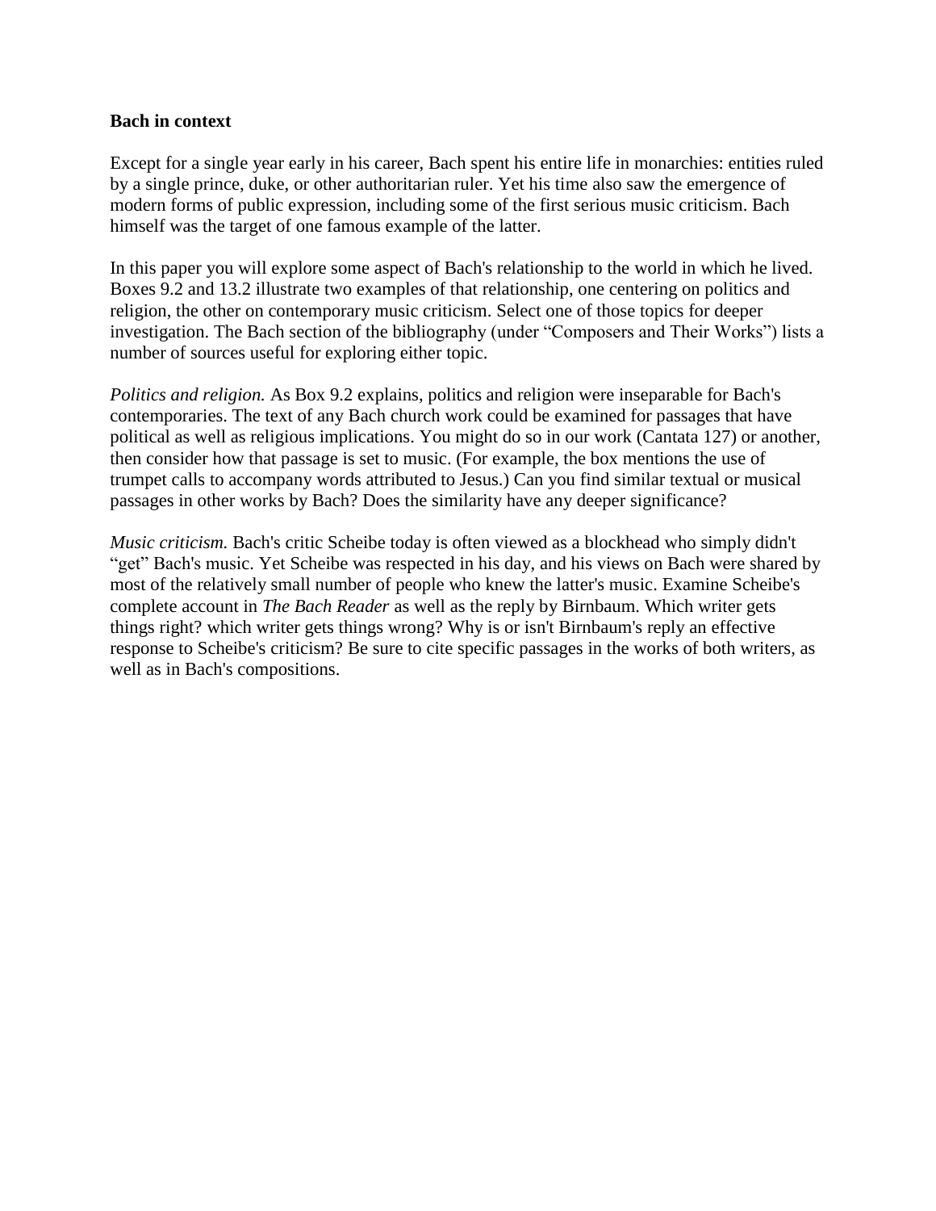**Bach in context**

Except for a single year early in his career, Bach spent his entire life in monarchies: entities ruled by a single prince, duke, or other authoritarian ruler. Yet his time also saw the emergence of modern forms of public expression, including some of the first serious music criticism. Bach himself was the target of one famous example of the latter.

In this paper you will explore some aspect of Bach's relationship to the world in which he lived. Boxes 9.2 and 13.2 illustrate two examples of that relationship, one centering on politics and religion, the other on contemporary music criticism. Select one of those topics for deeper investigation. The Bach section of the bibliography (under "Composers and Their Works") lists a number of sources useful for exploring either topic.

*Politics and religion.* As Box 9.2 explains, politics and religion were inseparable for Bach's contemporaries. The text of any Bach church work could be examined for passages that have political as well as religious implications. You might do so in our work (Cantata 127) or another, then consider how that passage is set to music. (For example, the box mentions the use of trumpet calls to accompany words attributed to Jesus.) Can you find similar textual or musical passages in other works by Bach? Does the similarity have any deeper significance?

*Music criticism.* Bach's critic Scheibe today is often viewed as a blockhead who simply didn't "get" Bach's music. Yet Scheibe was respected in his day, and his views on Bach were shared by most of the relatively small number of people who knew the latter's music. Examine Scheibe's complete account in *The Bach Reader* as well as the reply by Birnbaum. Which writer gets things right? which writer gets things wrong? Why is or isn't Birnbaum's reply an effective response to Scheibe's criticism? Be sure to cite specific passages in the works of both writers, as well as in Bach's compositions.